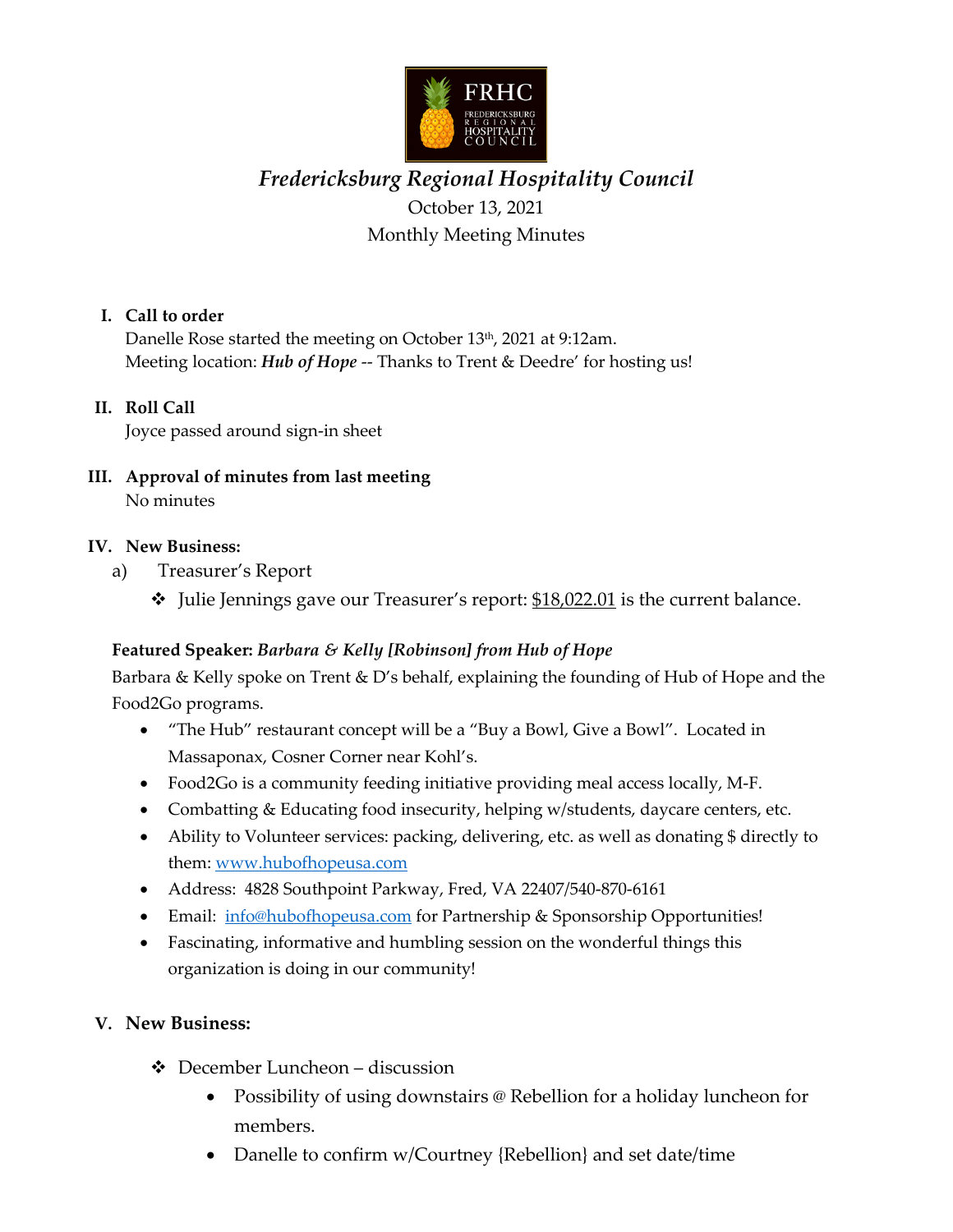# *Fredericksburg Regional Hospitality Council*

October 13, 2021
Monthly Meeting Minutes

## I. Call to order

Danelle Rose started the meeting on October 13th, 2021 at 9:12am.
Meeting location: ***Hub of Hope*** -- Thanks to Trent & Deedre' for hosting us!

## II. Roll Call

Joyce passed around sign-in sheet

## III. Approval of minutes from last meeting

No minutes

## IV. New Business:

a) Treasurer's Report

- ❖ Julie Jennings gave our Treasurer's report: $18,022.01 is the current balance.

**Featured Speaker: *Barbara & Kelly [Robinson] from Hub of Hope***

Barbara & Kelly spoke on Trent & D's behalf, explaining the founding of Hub of Hope and the Food2Go programs.

- "The Hub" restaurant concept will be a "Buy a Bowl, Give a Bowl". Located in Massaponax, Cosner Corner near Kohl's.
- Food2Go is a community feeding initiative providing meal access locally, M-F.
- Combatting & Educating food insecurity, helping w/students, daycare centers, etc.
- Ability to Volunteer services: packing, delivering, etc. as well as donating $ directly to them: www.hubofhopeusa.com
- Address: 4828 Southpoint Parkway, Fred, VA 22407/540-870-6161
- Email: info@hubofhopeusa.com for Partnership & Sponsorship Opportunities!
- Fascinating, informative and humbling session on the wonderful things this organization is doing in our community!

## V. New Business:

- ❖ December Luncheon – discussion
  - Possibility of using downstairs @ Rebellion for a holiday luncheon for members.
  - Danelle to confirm w/Courtney {Rebellion} and set date/time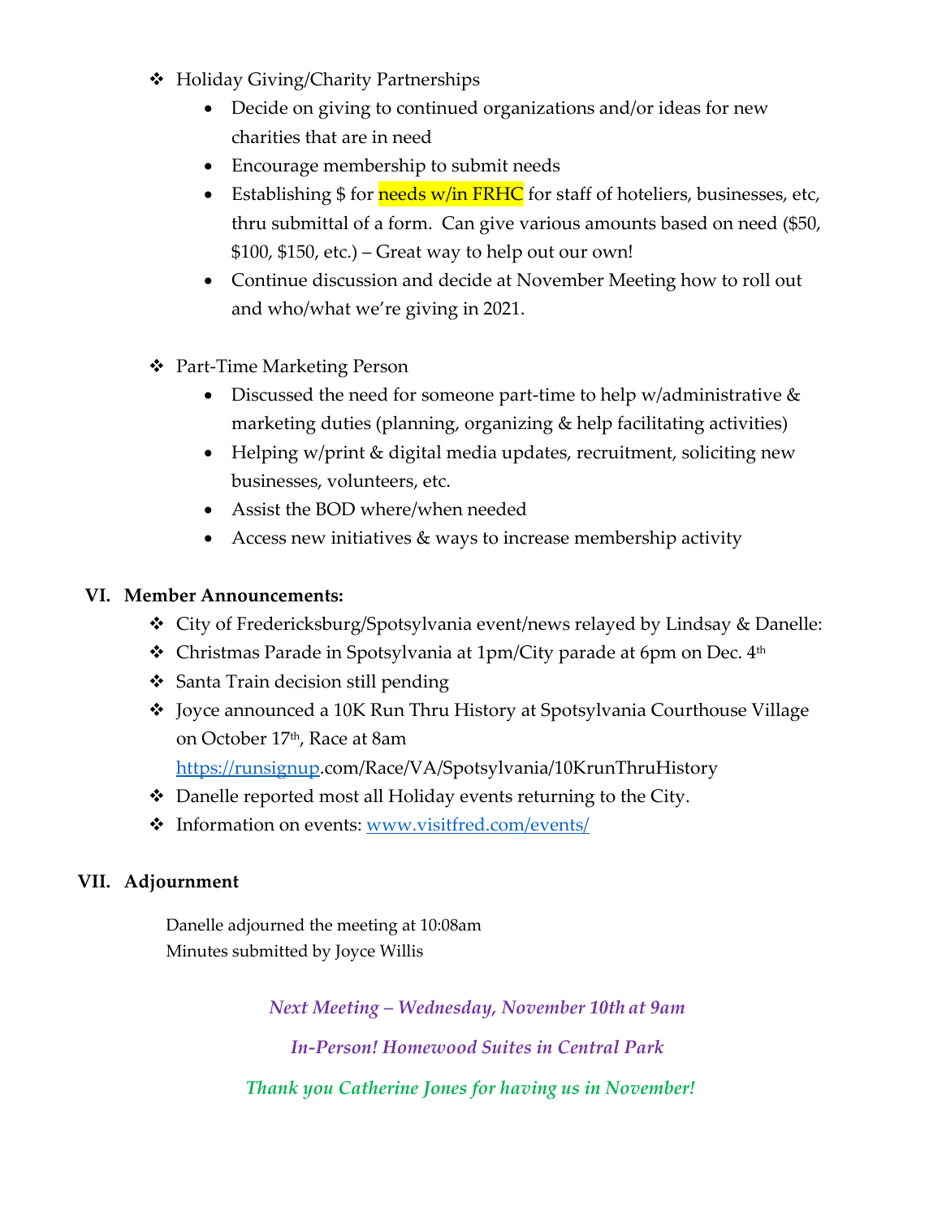- Holiday Giving/Charity Partnerships
  - Decide on giving to continued organizations and/or ideas for new charities that are in need
  - Encourage membership to submit needs
  - Establishing $ for needs w/in FRHC for staff of hoteliers, businesses, etc, thru submittal of a form. Can give various amounts based on need ($50, $100, $150, etc.) – Great way to help out our own!
  - Continue discussion and decide at November Meeting how to roll out and who/what we're giving in 2021.

- Part-Time Marketing Person
  - Discussed the need for someone part-time to help w/administrative & marketing duties (planning, organizing & help facilitating activities)
  - Helping w/print & digital media updates, recruitment, soliciting new businesses, volunteers, etc.
  - Assist the BOD where/when needed
  - Access new initiatives & ways to increase membership activity

## VI. Member Announcements:

- City of Fredericksburg/Spotsylvania event/news relayed by Lindsay & Danelle:
- Christmas Parade in Spotsylvania at 1pm/City parade at 6pm on Dec. 4th
- Santa Train decision still pending
- Joyce announced a 10K Run Thru History at Spotsylvania Courthouse Village on October 17th, Race at 8am https://runsignup.com/Race/VA/Spotsylvania/10KrunThruHistory
- Danelle reported most all Holiday events returning to the City.
- Information on events: www.visitfred.com/events/

## VII. Adjournment

Danelle adjourned the meeting at 10:08am
Minutes submitted by Joyce Willis

***Next Meeting – Wednesday, November 10th at 9am***

***In-Person! Homewood Suites in Central Park***

***Thank you Catherine Jones for having us in November!***